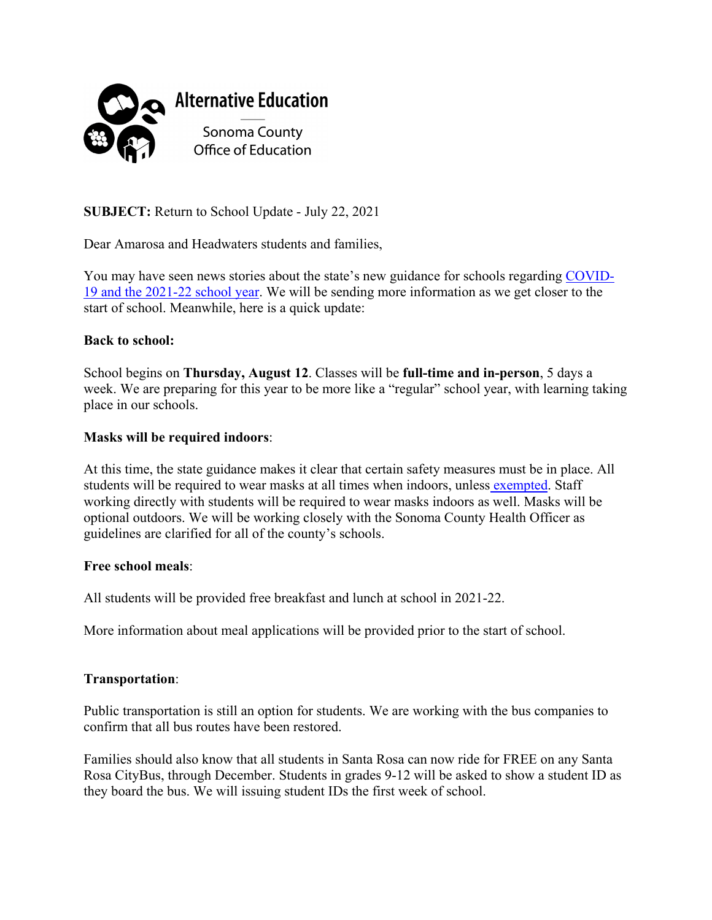Alternative Education

Sonoma County
Office of Education

**SUBJECT:** Return to School Update - July 22, 2021

Dear Amarosa and Headwaters students and families,

You may have seen news stories about the state's new guidance for schools regarding COVID-19 and the 2021-22 school year. We will be sending more information as we get closer to the start of school. Meanwhile, here is a quick update:

**Back to school:**

School begins on **Thursday, August 12**. Classes will be **full-time and in-person**, 5 days a week. We are preparing for this year to be more like a "regular" school year, with learning taking place in our schools.

**Masks will be required indoors**:

At this time, the state guidance makes it clear that certain safety measures must be in place. All students will be required to wear masks at all times when indoors, unless exempted. Staff working directly with students will be required to wear masks indoors as well. Masks will be optional outdoors. We will be working closely with the Sonoma County Health Officer as guidelines are clarified for all of the county's schools.

**Free school meals**:

All students will be provided free breakfast and lunch at school in 2021-22.

More information about meal applications will be provided prior to the start of school.

**Transportation**:

Public transportation is still an option for students. We are working with the bus companies to confirm that all bus routes have been restored.

Families should also know that all students in Santa Rosa can now ride for FREE on any Santa Rosa CityBus, through December. Students in grades 9-12 will be asked to show a student ID as they board the bus. We will issuing student IDs the first week of school.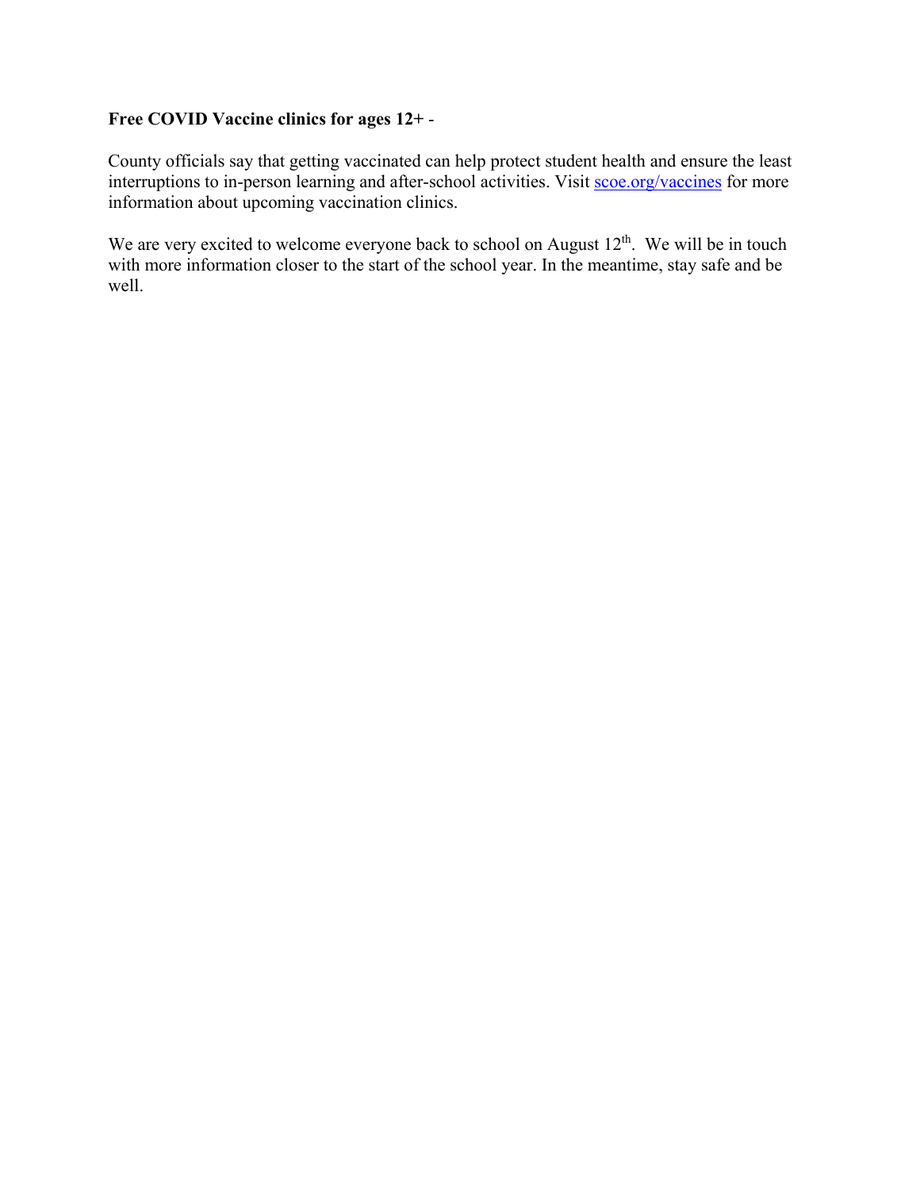**Free COVID Vaccine clinics for ages 12+** -

County officials say that getting vaccinated can help protect student health and ensure the least interruptions to in-person learning and after-school activities. Visit [scoe.org/vaccines](scoe.org/vaccines) for more information about upcoming vaccination clinics.

We are very excited to welcome everyone back to school on August 12th. We will be in touch with more information closer to the start of the school year. In the meantime, stay safe and be well.